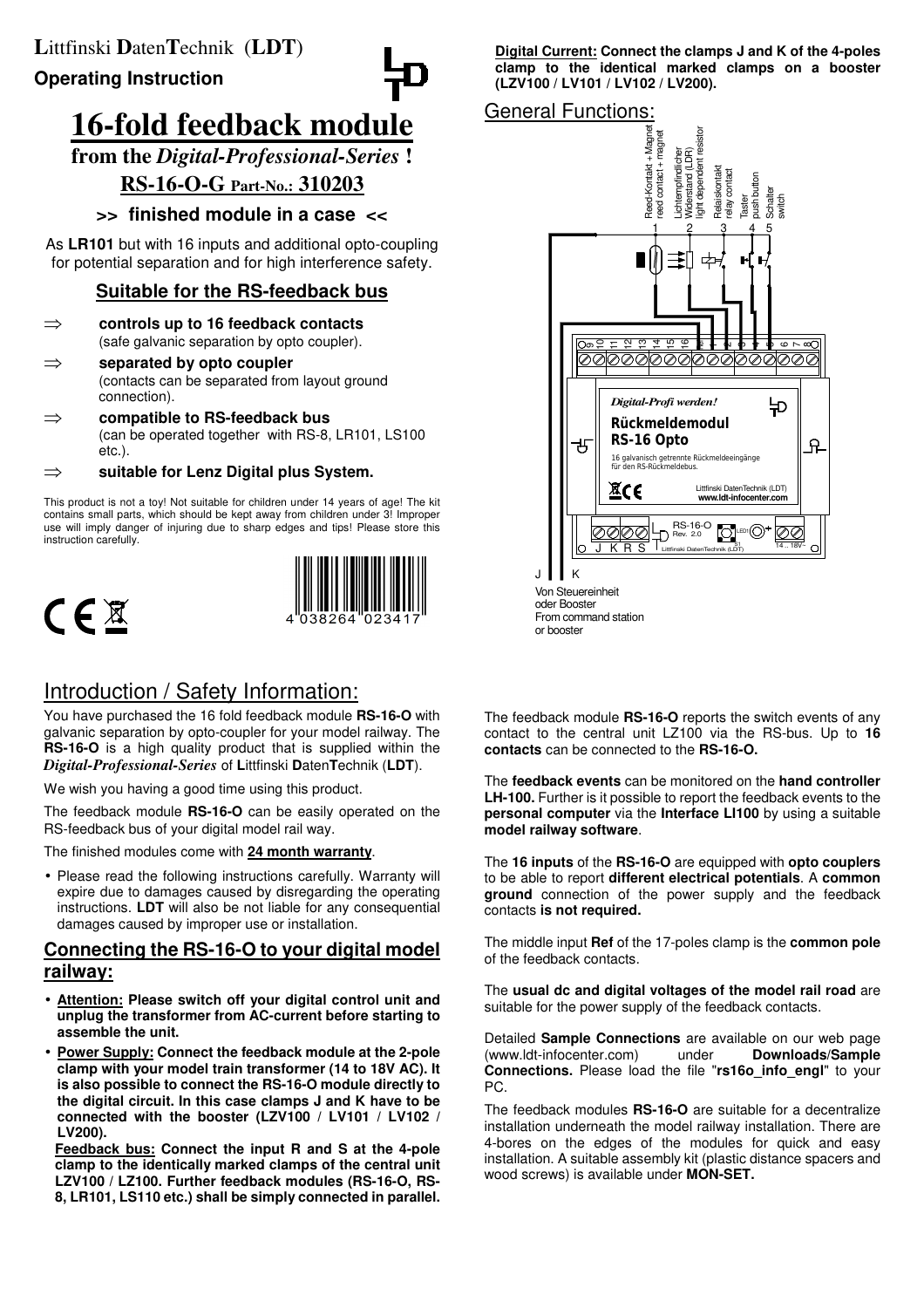**L**ittfinski **D**aten**T**echnik (**LDT**)

**Operating Instruction**

# 16-fold feedback module

## from the *Digital-Professional-Series* !

## RS-16-O-G Part-No.: 310203

### >> finished module in a case <<

As **LR101** but with 16 inputs and additional opto-coupling for potential separation and for high interference safety.

## Suitable for the RS-feedback bus

⇒ **controls up to 16 feedback contacts** (safe galvanic separation by opto coupler).

⇒ **separated by opto coupler** (contacts can be separated from layout ground connection).

⇒ **compatible to RS-feedback bus** (can be operated together with RS-8, LR101, LS100 etc.).

⇒ **suitable for Lenz Digital plus System.**

This product is not a toy! Not suitable for children under 14 years of age! The kit contains small parts, which should be kept away from children under 3! Improper use will imply danger of injuring due to sharp edges and tips! Please store this instruction carefully.

4 038264 023417

**Digital Current: Connect the clamps J and K of the 4-poles clamp to the identical marked clamps on a booster (LZV100 / LV101 / LV102 / LV200).**

## General Functions:

1 Reed-Kontakt + Magnet / reed contact + magnet
2 Lichtempfindlicher Widerstand (LDR) / light dependent resistor
3 Relaiskontakt / relay contact
4 Taster / push button
5 Schalter / switch

Digital-Profi werden!
Rückmeldemodul RS-16 Opto
16 galvanisch getrennte Rückmeldeeingänge für den RS-Rückmeldebus.
Littfinski DatenTechnik (LDT) www.ldt-infocenter.com

RS-16-O Rev. 2.0 — J K R S — LED1 — S1 — 14 .. 18V~

J K
Von Steuereinheit oder Booster
From command station or booster

## Introduction / Safety Information:

You have purchased the 16 fold feedback module **RS-16-O** with galvanic separation by opto-coupler for your model railway. The **RS-16-O** is a high quality product that is supplied within the ***Digital-Professional-Series*** of **L**ittfinski **D**aten**T**echnik (**LDT**).

We wish you having a good time using this product.

The feedback module **RS-16-O** can be easily operated on the RS-feedback bus of your digital model rail way.

The finished modules come with **24 month warranty**.

- Please read the following instructions carefully. Warranty will expire due to damages caused by disregarding the operating instructions. **LDT** will also be not liable for any consequential damages caused by improper use or installation.

## Connecting the RS-16-O to your digital model railway:

- **Attention: Please switch off your digital control unit and unplug the transformer from AC-current before starting to assemble the unit.**
- **Power Supply: Connect the feedback module at the 2-pole clamp with your model train transformer (14 to 18V AC). It is also possible to connect the RS-16-O module directly to the digital circuit. In this case clamps J and K have to be connected with the booster (LZV100 / LV101 / LV102 / LV200).**

  **Feedback bus: Connect the input R and S at the 4-pole clamp to the identically marked clamps of the central unit LZV100 / LZ100. Further feedback modules (RS-16-O, RS-8, LR101, LS110 etc.) shall be simply connected in parallel.**

The feedback module **RS-16-O** reports the switch events of any contact to the central unit LZ100 via the RS-bus. Up to **16 contacts** can be connected to the **RS-16-O.**

The **feedback events** can be monitored on the **hand controller LH-100.** Further is it possible to report the feedback events to the **personal computer** via the **Interface LI100** by using a suitable **model railway software**.

The **16 inputs** of the **RS-16-O** are equipped with **opto couplers** to be able to report **different electrical potentials**. A **common ground** connection of the power supply and the feedback contacts **is not required.**

The middle input **Ref** of the 17-poles clamp is the **common pole** of the feedback contacts.

The **usual dc and digital voltages of the model rail road** are suitable for the power supply of the feedback contacts.

Detailed **Sample Connections** are available on our web page (www.ldt-infocenter.com) under **Downloads/Sample Connections.** Please load the file "**rs16o_info_engl**" to your PC.

The feedback modules **RS-16-O** are suitable for a decentralize installation underneath the model railway installation. There are 4-bores on the edges of the modules for quick and easy installation. A suitable assembly kit (plastic distance spacers and wood screws) is available under **MON-SET.**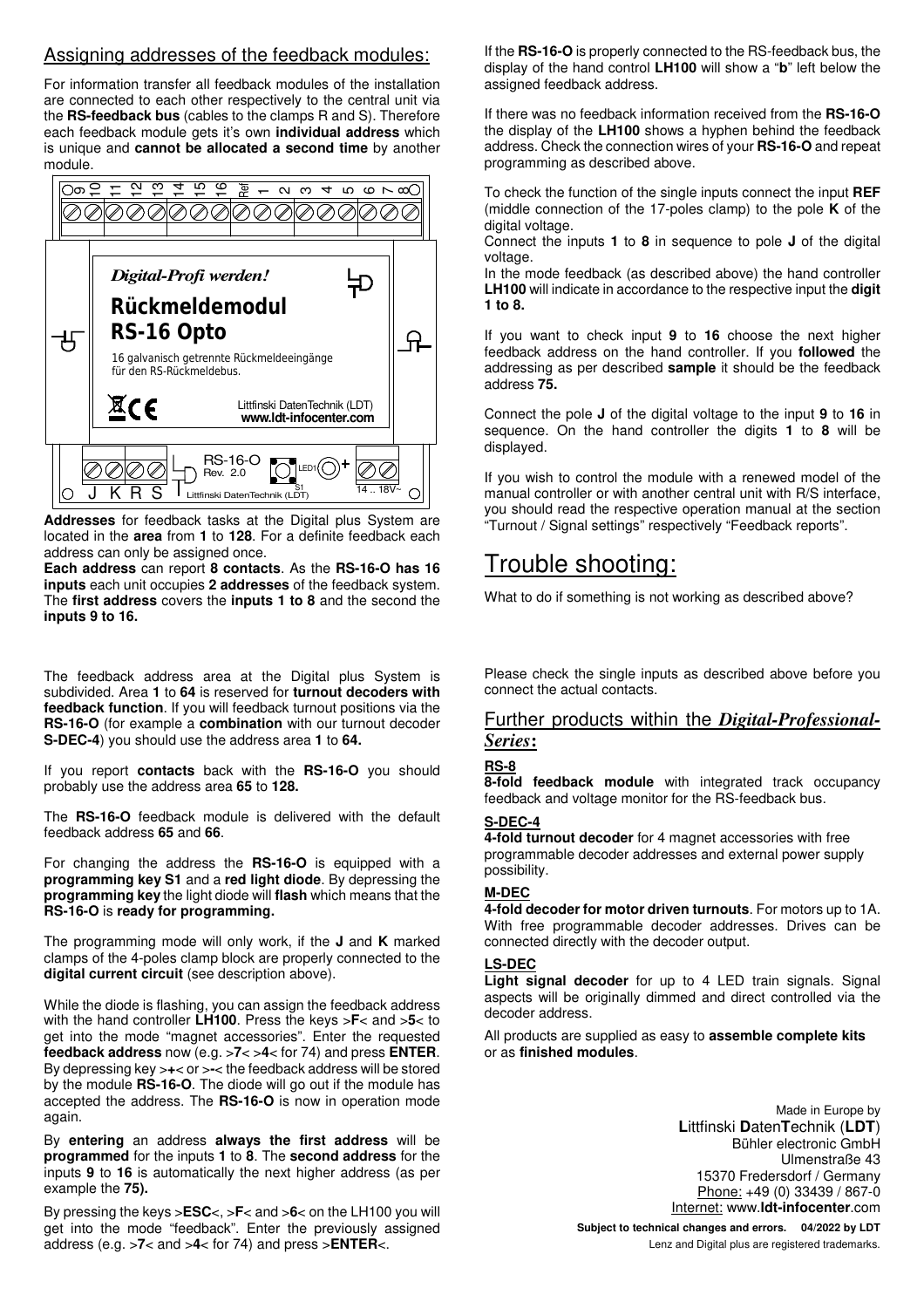## Assigning addresses of the feedback modules:

For information transfer all feedback modules of the installation are connected to each other respectively to the central unit via the **RS-feedback bus** (cables to the clamps R and S). Therefore each feedback module gets it's own **individual address** which is unique and **cannot be allocated a second time** by another module.

9 10 11 12 13 14 15 16 Ref 1 2 3 4 5 6 7 8

*Digital-Profi werden!*

**Rückmeldemodul RS-16 Opto**

16 galvanisch getrennte Rückmeldeeingänge für den RS-Rückmeldebus.

Littfinski DatenTechnik (LDT)
**www.ldt-infocenter.com**

J K R S RS-16-O Rev. 2.0 LED1 S1 Littfinski DatenTechnik (LDT) 14 .. 18V~

**Addresses** for feedback tasks at the Digital plus System are located in the **area** from **1** to **128**. For a definite feedback each address can only be assigned once.

**Each address** can report **8 contacts**. As the **RS-16-O has 16 inputs** each unit occupies **2 addresses** of the feedback system. The **first address** covers the **inputs 1 to 8** and the second the **inputs 9 to 16.**

The feedback address area at the Digital plus System is subdivided. Area **1** to **64** is reserved for **turnout decoders with feedback function**. If you will feedback turnout positions via the **RS-16-O** (for example a **combination** with our turnout decoder **S-DEC-4**) you should use the address area **1** to **64.**

If you report **contacts** back with the **RS-16-O** you should probably use the address area **65** to **128.**

The **RS-16-O** feedback module is delivered with the default feedback address **65** and **66**.

For changing the address the **RS-16-O** is equipped with a **programming key S1** and a **red light diode**. By depressing the **programming key** the light diode will **flash** which means that the **RS-16-O** is **ready for programming.**

The programming mode will only work, if the **J** and **K** marked clamps of the 4-poles clamp block are properly connected to the **digital current circuit** (see description above).

While the diode is flashing, you can assign the feedback address with the hand controller **LH100**. Press the keys >**F**< and >**5**< to get into the mode "magnet accessories". Enter the requested **feedback address** now (e.g. >**7**< >**4**< for 74) and press **ENTER**. By depressing key >**+**< or >**-**< the feedback address will be stored by the module **RS-16-O**. The diode will go out if the module has accepted the address. The **RS-16-O** is now in operation mode again.

By **entering** an address **always the first address** will be **programmed** for the inputs **1** to **8**. The **second address** for the inputs **9** to **16** is automatically the next higher address (as per example the **75).**

By pressing the keys >**ESC**<, >**F**< and >**6**< on the LH100 you will get into the mode "feedback". Enter the previously assigned address (e.g. >**7**< and >**4**< for 74) and press >**ENTER**<.

If the **RS-16-O** is properly connected to the RS-feedback bus, the display of the hand control **LH100** will show a "**b**" left below the assigned feedback address.

If there was no feedback information received from the **RS-16-O** the display of the **LH100** shows a hyphen behind the feedback address. Check the connection wires of your **RS-16-O** and repeat programming as described above.

To check the function of the single inputs connect the input **REF** (middle connection of the 17-poles clamp) to the pole **K** of the digital voltage.
Connect the inputs **1** to **8** in sequence to pole **J** of the digital voltage.
In the mode feedback (as described above) the hand controller **LH100** will indicate in accordance to the respective input the **digit 1 to 8.**

If you want to check input **9** to **16** choose the next higher feedback address on the hand controller. If you **followed** the addressing as per described **sample** it should be the feedback address **75.**

Connect the pole **J** of the digital voltage to the input **9** to **16** in sequence. On the hand controller the digits **1** to **8** will be displayed.

If you wish to control the module with a renewed model of the manual controller or with another central unit with R/S interface, you should read the respective operation manual at the section "Turnout / Signal settings" respectively "Feedback reports".

# Trouble shooting:

What to do if something is not working as described above?

Please check the single inputs as described above before you connect the actual contacts.

## Further products within the *Digital-Professional-Series*:

**RS-8**
**8-fold feedback module** with integrated track occupancy feedback and voltage monitor for the RS-feedback bus.

**S-DEC-4**
**4-fold turnout decoder** for 4 magnet accessories with free programmable decoder addresses and external power supply possibility.

**M-DEC**
**4-fold decoder for motor driven turnouts**. For motors up to 1A. With free programmable decoder addresses. Drives can be connected directly with the decoder output.

**LS-DEC**
**Light signal decoder** for up to 4 LED train signals. Signal aspects will be originally dimmed and direct controlled via the decoder address.

All products are supplied as easy to **assemble complete kits** or as **finished modules**.

Made in Europe by
**L**ittfinski **D**aten**T**echnik (**LDT**)
Bühler electronic GmbH
Ulmenstraße 43
15370 Fredersdorf / Germany
Phone: +49 (0) 33439 / 867-0
Internet: www.**ldt-infocenter**.com

**Subject to technical changes and errors. 04/2022 by LDT**
Lenz and Digital plus are registered trademarks.